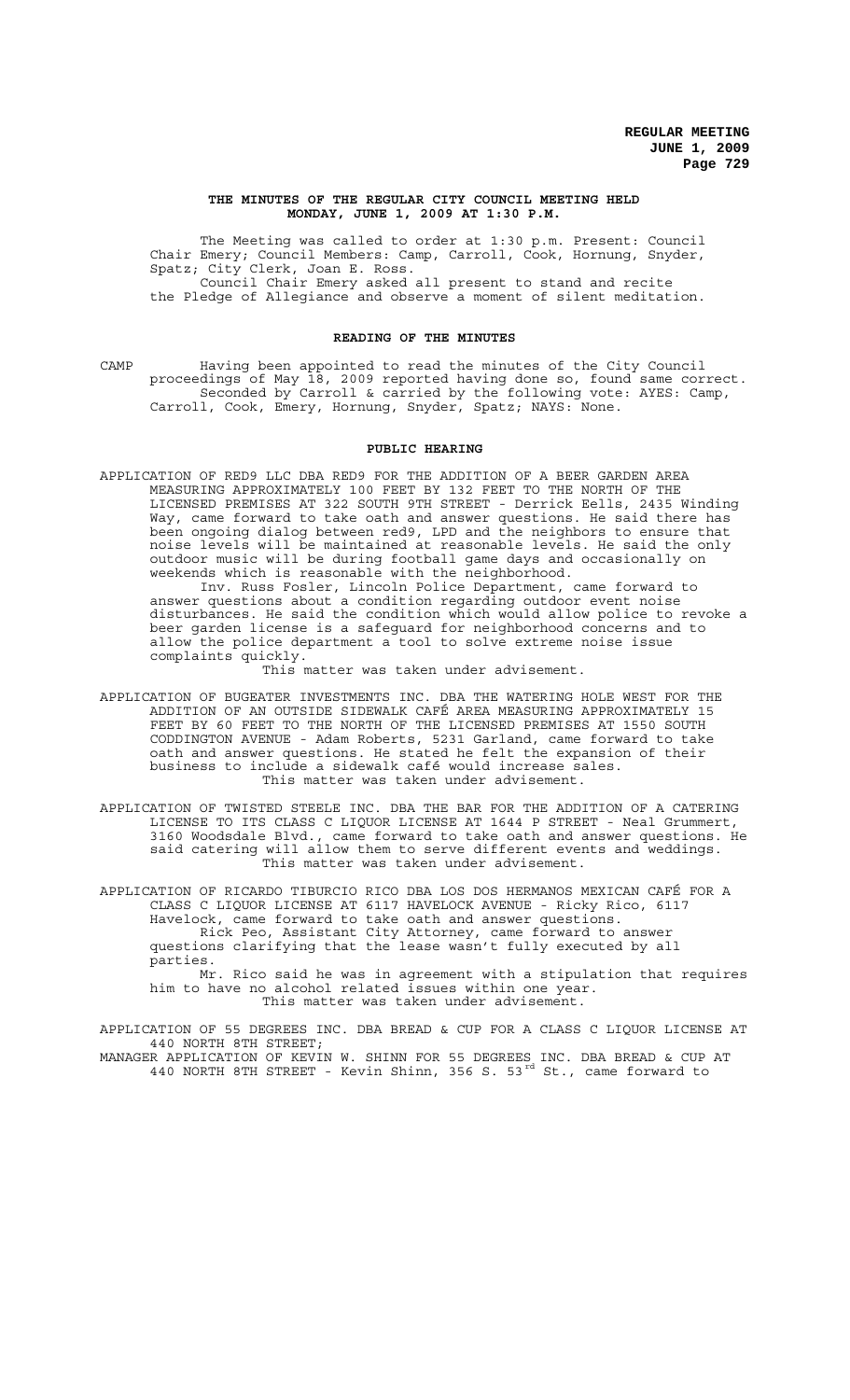**THE MINUTES OF THE REGULAR CITY COUNCIL MEETING HELD MONDAY, JUNE 1, 2009 AT 1:30 P.M.**

The Meeting was called to order at 1:30 p.m. Present: Council Chair Emery; Council Members: Camp, Carroll, Cook, Hornung, Snyder, Spatz; City Clerk, Joan E. Ross.

Council Chair Emery asked all present to stand and recite the Pledge of Allegiance and observe a moment of silent meditation.

**READING OF THE MINUTES**

CAMP Having been appointed to read the minutes of the City Council proceedings of May 18, 2009 reported having done so, found same correct.

Seconded by Carroll & carried by the following vote: AYES: Camp, Carroll, Cook, Emery, Hornung, Snyder, Spatz; NAYS: None.

**PUBLIC HEARING**

APPLICATION OF RED9 LLC DBA RED9 FOR THE ADDITION OF A BEER GARDEN AREA MEASURING APPROXIMATELY 100 FEET BY 132 FEET TO THE NORTH OF THE LICENSED PREMISES AT 322 SOUTH 9TH STREET - Derrick Eells, 2435 Winding Way, came forward to take oath and answer questions. He said there has been ongoing dialog between red9, LPD and the neighbors to ensure that noise levels will be maintained at reasonable levels. He said the only outdoor music will be during football game days and occasionally on weekends which is reasonable with the neighborhood.

Inv. Russ Fosler, Lincoln Police Department, came forward to answer questions about a condition regarding outdoor event noise disturbances. He said the condition which would allow police to revoke a beer garden license is a safeguard for neighborhood concerns and to allow the police department a tool to solve extreme noise issue complaints quickly.

This matter was taken under advisement.

APPLICATION OF BUGEATER INVESTMENTS INC. DBA THE WATERING HOLE WEST FOR THE ADDITION OF AN OUTSIDE SIDEWALK CAFÉ AREA MEASURING APPROXIMATELY 15 FEET BY 60 FEET TO THE NORTH OF THE LICENSED PREMISES AT 1550 SOUTH CODDINGTON AVENUE - Adam Roberts, 5231 Garland, came forward to take oath and answer questions. He stated he felt the expansion of their business to include a sidewalk café would increase sales.

This matter was taken under advisement.

APPLICATION OF TWISTED STEELE INC. DBA THE BAR FOR THE ADDITION OF A CATERING LICENSE TO ITS CLASS C LIQUOR LICENSE AT 1644 P STREET - Neal Grummert, 3160 Woodsdale Blvd., came forward to take oath and answer questions. He said catering will allow them to serve different events and weddings.

This matter was taken under advisement.

APPLICATION OF RICARDO TIBURCIO RICO DBA LOS DOS HERMANOS MEXICAN CAFÉ FOR A CLASS C LIQUOR LICENSE AT 6117 HAVELOCK AVENUE - Ricky Rico, 6117 Havelock, came forward to take oath and answer questions.

Rick Peo, Assistant City Attorney, came forward to answer questions clarifying that the lease wasn't fully executed by all parties.

Mr. Rico said he was in agreement with a stipulation that requires him to have no alcohol related issues within one year.

This matter was taken under advisement.

APPLICATION OF 55 DEGREES INC. DBA BREAD & CUP FOR A CLASS C LIQUOR LICENSE AT 440 NORTH 8TH STREET;

MANAGER APPLICATION OF KEVIN W. SHINN FOR 55 DEGREES INC. DBA BREAD & CUP AT 440 NORTH 8TH STREET - Kevin Shinn, 356 S. 53rd St., came forward to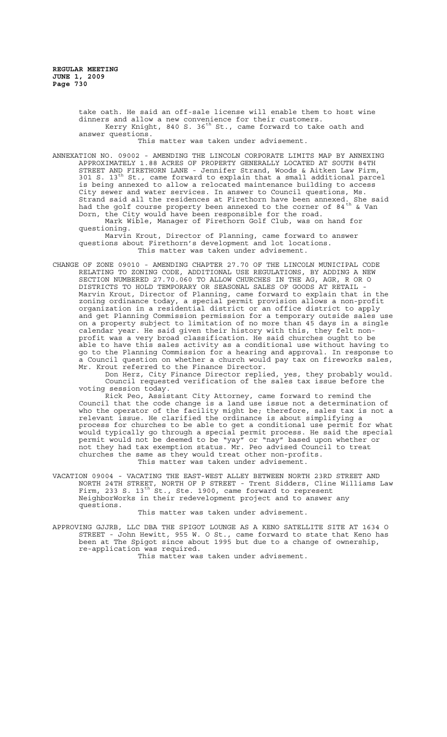take oath. He said an off-sale license will enable them to host wine dinners and allow a new convenience for their customers.

Kerry Knight, 840 S. 36th St., came forward to take oath and answer questions.

This matter was taken under advisement.

ANNEXATION NO. 09002 - AMENDING THE LINCOLN CORPORATE LIMITS MAP BY ANNEXING APPROXIMATELY 1.88 ACRES OF PROPERTY GENERALLY LOCATED AT SOUTH 84TH STREET AND FIRETHORN LANE - Jennifer Strand, Woods & Aitken Law Firm, 301 S. 13th St., came forward to explain that a small additional parcel is being annexed to allow a relocated maintenance building to access City sewer and water services. In answer to Council questions, Ms. Strand said all the residences at Firethorn have been annexed. She said had the golf course property been annexed to the corner of 84th & Van Dorn, the City would have been responsible for the road.

Mark Wible, Manager of Firethorn Golf Club, was on hand for questioning.

Marvin Krout, Director of Planning, came forward to answer questions about Firethorn's development and lot locations.

This matter was taken under advisement.

CHANGE OF ZONE 09010 - AMENDING CHAPTER 27.70 OF THE LINCOLN MUNICIPAL CODE RELATING TO ZONING CODE, ADDITIONAL USE REGULATIONS, BY ADDING A NEW SECTION NUMBERED 27.70.060 TO ALLOW CHURCHES IN THE AG, AGR, R OR O DISTRICTS TO HOLD TEMPORARY OR SEASONAL SALES OF GOODS AT RETAIL - Marvin Krout, Director of Planning, came forward to explain that in the zoning ordinance today, a special permit provision allows a non-profit organization in a residential district or an office district to apply and get Planning Commission permission for a temporary outside sales use on a property subject to limitation of no more than 45 days in a single calendar year. He said given their history with this, they felt non-profit was a very broad classification. He said churches ought to be able to have this sales activity as a conditional use without having to go to the Planning Commission for a hearing and approval. In response to a Council question on whether a church would pay tax on fireworks sales, Mr. Krout referred to the Finance Director.

Don Herz, City Finance Director replied, yes, they probably would. Council requested verification of the sales tax issue before the voting session today.

Rick Peo, Assistant City Attorney, came forward to remind the Council that the code change is a land use issue not a determination of who the operator of the facility might be; therefore, sales tax is not a relevant issue. He clarified the ordinance is about simplifying a process for churches to be able to get a conditional use permit for what would typically go through a special permit process. He said the special permit would not be deemed to be "yay" or "nay" based upon whether or not they had tax exemption status. Mr. Peo advised Council to treat churches the same as they would treat other non-profits.

This matter was taken under advisement.

VACATION 09004 - VACATING THE EAST-WEST ALLEY BETWEEN NORTH 23RD STREET AND NORTH 24TH STREET, NORTH OF P STREET - Trent Sidders, Cline Williams Law Firm, 233 S. 13th St., Ste. 1900, came forward to represent NeighborWorks in their redevelopment project and to answer any questions.

This matter was taken under advisement.

APPROVING GJJRB, LLC DBA THE SPIGOT LOUNGE AS A KENO SATELLITE SITE AT 1634 O STREET - John Hewitt, 955 W. O St., came forward to state that Keno has been at The Spigot since about 1995 but due to a change of ownership, re-application was required.

This matter was taken under advisement.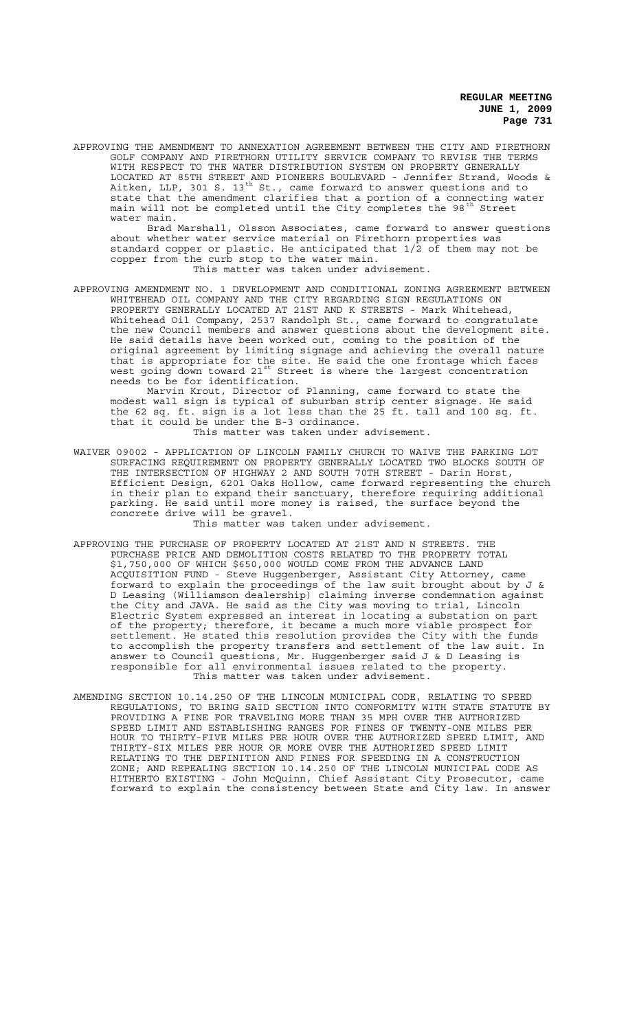APPROVING THE AMENDMENT TO ANNEXATION AGREEMENT BETWEEN THE CITY AND FIRETHORN GOLF COMPANY AND FIRETHORN UTILITY SERVICE COMPANY TO REVISE THE TERMS WITH RESPECT TO THE WATER DISTRIBUTION SYSTEM ON PROPERTY GENERALLY LOCATED AT 85TH STREET AND PIONEERS BOULEVARD - Jennifer Strand, Woods & Aitken, LLP, 301 S. 13th St., came forward to answer questions and to state that the amendment clarifies that a portion of a connecting water main will not be completed until the City completes the 98th Street water main.

Brad Marshall, Olsson Associates, came forward to answer questions about whether water service material on Firethorn properties was standard copper or plastic. He anticipated that 1/2 of them may not be copper from the curb stop to the water main.

This matter was taken under advisement.

APPROVING AMENDMENT NO. 1 DEVELOPMENT AND CONDITIONAL ZONING AGREEMENT BETWEEN WHITEHEAD OIL COMPANY AND THE CITY REGARDING SIGN REGULATIONS ON PROPERTY GENERALLY LOCATED AT 21ST AND K STREETS - Mark Whitehead, Whitehead Oil Company, 2537 Randolph St., came forward to congratulate the new Council members and answer questions about the development site. He said details have been worked out, coming to the position of the original agreement by limiting signage and achieving the overall nature that is appropriate for the site. He said the one frontage which faces west going down toward 21st Street is where the largest concentration needs to be for identification.

Marvin Krout, Director of Planning, came forward to state the modest wall sign is typical of suburban strip center signage. He said the 62 sq. ft. sign is a lot less than the 25 ft. tall and 100 sq. ft. that it could be under the B-3 ordinance.

This matter was taken under advisement.

WAIVER 09002 - APPLICATION OF LINCOLN FAMILY CHURCH TO WAIVE THE PARKING LOT SURFACING REQUIREMENT ON PROPERTY GENERALLY LOCATED TWO BLOCKS SOUTH OF THE INTERSECTION OF HIGHWAY 2 AND SOUTH 70TH STREET - Darin Horst, Efficient Design, 6201 Oaks Hollow, came forward representing the church in their plan to expand their sanctuary, therefore requiring additional parking. He said until more money is raised, the surface beyond the concrete drive will be gravel.

This matter was taken under advisement.

APPROVING THE PURCHASE OF PROPERTY LOCATED AT 21ST AND N STREETS. THE PURCHASE PRICE AND DEMOLITION COSTS RELATED TO THE PROPERTY TOTAL $1,750,000 OF WHICH $650,000 WOULD COME FROM THE ADVANCE LAND ACQUISITION FUND - Steve Huggenberger, Assistant City Attorney, came forward to explain the proceedings of the law suit brought about by J & D Leasing (Williamson dealership) claiming inverse condemnation against the City and JAVA. He said as the City was moving to trial, Lincoln Electric System expressed an interest in locating a substation on part of the property; therefore, it became a much more viable prospect for settlement. He stated this resolution provides the City with the funds to accomplish the property transfers and settlement of the law suit. In answer to Council questions, Mr. Huggenberger said J & D Leasing is responsible for all environmental issues related to the property.

This matter was taken under advisement.

AMENDING SECTION 10.14.250 OF THE LINCOLN MUNICIPAL CODE, RELATING TO SPEED REGULATIONS, TO BRING SAID SECTION INTO CONFORMITY WITH STATE STATUTE BY PROVIDING A FINE FOR TRAVELING MORE THAN 35 MPH OVER THE AUTHORIZED SPEED LIMIT AND ESTABLISHING RANGES FOR FINES OF TWENTY-ONE MILES PER HOUR TO THIRTY-FIVE MILES PER HOUR OVER THE AUTHORIZED SPEED LIMIT, AND THIRTY-SIX MILES PER HOUR OR MORE OVER THE AUTHORIZED SPEED LIMIT RELATING TO THE DEFINITION AND FINES FOR SPEEDING IN A CONSTRUCTION ZONE; AND REPEALING SECTION 10.14.250 OF THE LINCOLN MUNICIPAL CODE AS HITHERTO EXISTING - John McQuinn, Chief Assistant City Prosecutor, came forward to explain the consistency between State and City law. In answer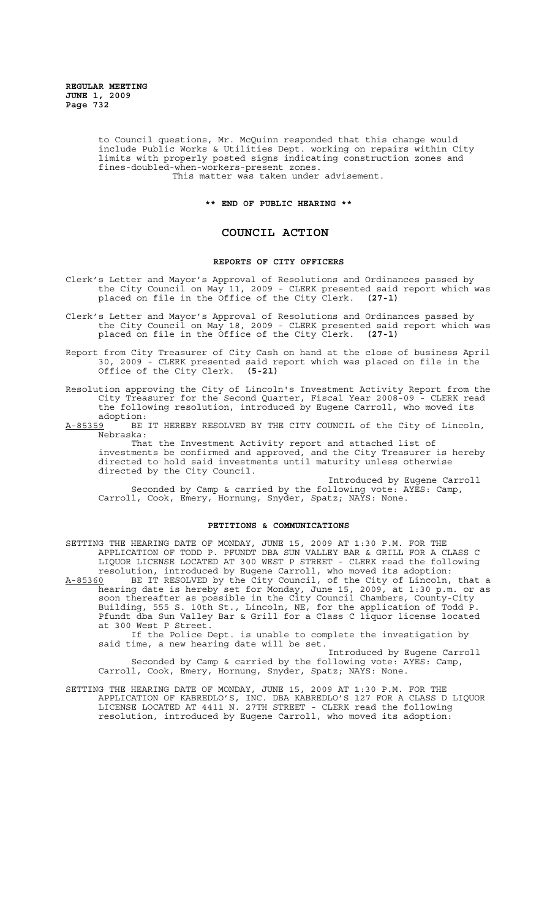to Council questions, Mr. McQuinn responded that this change would include Public Works & Utilities Dept. working on repairs within City limits with properly posted signs indicating construction zones and fines-doubled-when-workers-present zones.

This matter was taken under advisement.

**\*\* END OF PUBLIC HEARING \*\***

# COUNCIL ACTION

## REPORTS OF CITY OFFICERS

Clerk's Letter and Mayor's Approval of Resolutions and Ordinances passed by the City Council on May 11, 2009 - CLERK presented said report which was placed on file in the Office of the City Clerk. **(27-1)**

Clerk's Letter and Mayor's Approval of Resolutions and Ordinances passed by the City Council on May 18, 2009 - CLERK presented said report which was placed on file in the Office of the City Clerk. **(27-1)**

Report from City Treasurer of City Cash on hand at the close of business April 30, 2009 - CLERK presented said report which was placed on file in the Office of the City Clerk. **(5-21)**

Resolution approving the City of Lincoln's Investment Activity Report from the City Treasurer for the Second Quarter, Fiscal Year 2008-09 - CLERK read the following resolution, introduced by Eugene Carroll, who moved its adoption:

A-85359 BE IT HEREBY RESOLVED BY THE CITY COUNCIL of the City of Lincoln, Nebraska:

That the Investment Activity report and attached list of investments be confirmed and approved, and the City Treasurer is hereby directed to hold said investments until maturity unless otherwise directed by the City Council.

Introduced by Eugene Carroll

Seconded by Camp & carried by the following vote: AYES: Camp, Carroll, Cook, Emery, Hornung, Snyder, Spatz; NAYS: None.

## PETITIONS & COMMUNICATIONS

SETTING THE HEARING DATE OF MONDAY, JUNE 15, 2009 AT 1:30 P.M. FOR THE APPLICATION OF TODD P. PFUNDT DBA SUN VALLEY BAR & GRILL FOR A CLASS C LIQUOR LICENSE LOCATED AT 300 WEST P STREET - CLERK read the following resolution, introduced by Eugene Carroll, who moved its adoption:

A-85360 BE IT RESOLVED by the City Council, of the City of Lincoln, that a hearing date is hereby set for Monday, June 15, 2009, at 1:30 p.m. or as soon thereafter as possible in the City Council Chambers, County-City Building, 555 S. 10th St., Lincoln, NE, for the application of Todd P. Pfundt dba Sun Valley Bar & Grill for a Class C liquor license located at 300 West P Street.

If the Police Dept. is unable to complete the investigation by said time, a new hearing date will be set.

Introduced by Eugene Carroll

Seconded by Camp & carried by the following vote: AYES: Camp, Carroll, Cook, Emery, Hornung, Snyder, Spatz; NAYS: None.

SETTING THE HEARING DATE OF MONDAY, JUNE 15, 2009 AT 1:30 P.M. FOR THE APPLICATION OF KABREDLO'S, INC. DBA KABREDLO'S 127 FOR A CLASS D LIQUOR LICENSE LOCATED AT 4411 N. 27TH STREET - CLERK read the following resolution, introduced by Eugene Carroll, who moved its adoption: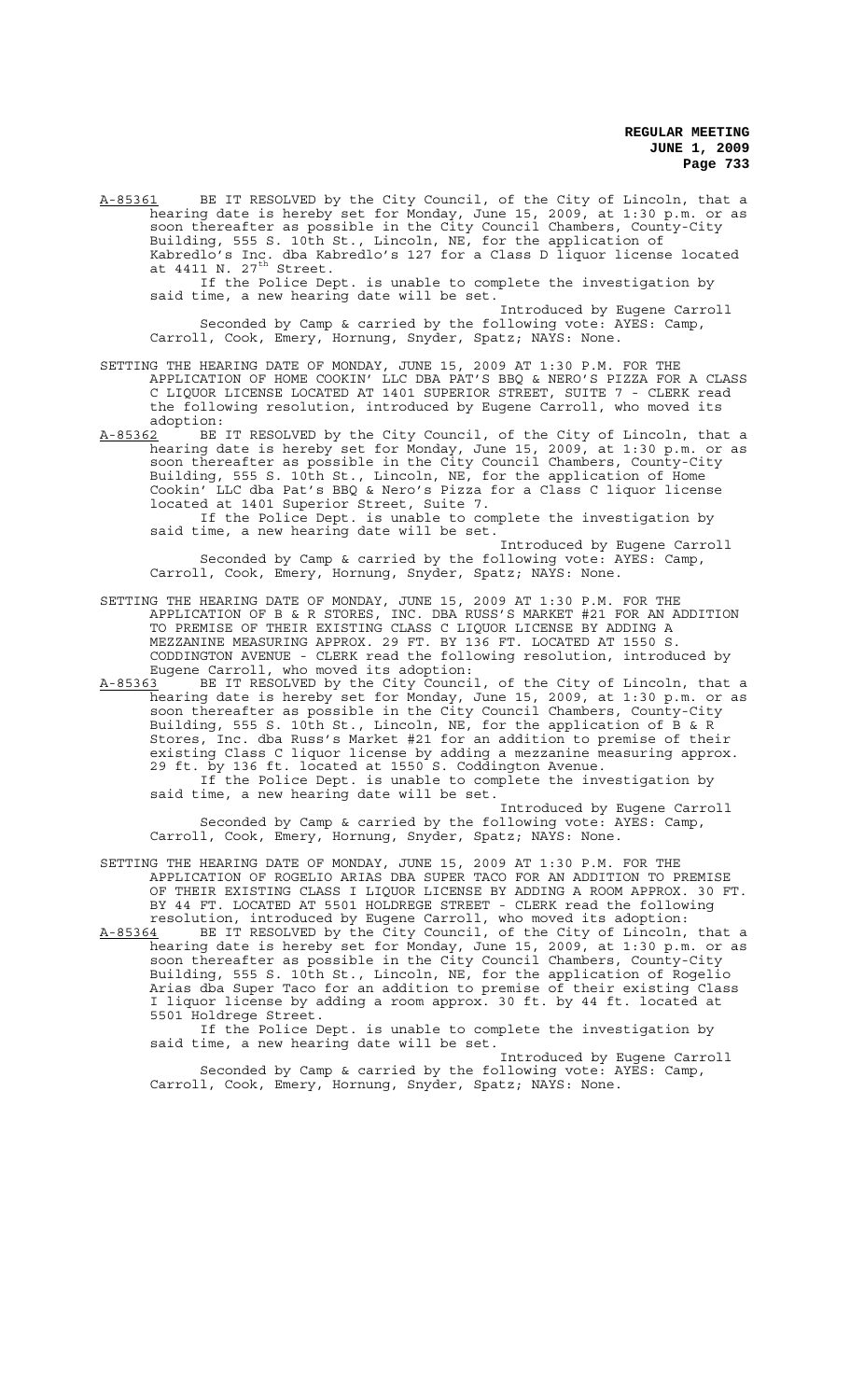A-85361 BE IT RESOLVED by the City Council, of the City of Lincoln, that a hearing date is hereby set for Monday, June 15, 2009, at 1:30 p.m. or as soon thereafter as possible in the City Council Chambers, County-City Building, 555 S. 10th St., Lincoln, NE, for the application of Kabredlo's Inc. dba Kabredlo's 127 for a Class D liquor license located at 4411 N. 27th Street.

If the Police Dept. is unable to complete the investigation by said time, a new hearing date will be set.

Introduced by Eugene Carroll

Seconded by Camp & carried by the following vote: AYES: Camp, Carroll, Cook, Emery, Hornung, Snyder, Spatz; NAYS: None.

SETTING THE HEARING DATE OF MONDAY, JUNE 15, 2009 AT 1:30 P.M. FOR THE APPLICATION OF HOME COOKIN' LLC DBA PAT'S BBQ & NERO'S PIZZA FOR A CLASS C LIQUOR LICENSE LOCATED AT 1401 SUPERIOR STREET, SUITE 7 - CLERK read the following resolution, introduced by Eugene Carroll, who moved its adoption:

A-85362 BE IT RESOLVED by the City Council, of the City of Lincoln, that a hearing date is hereby set for Monday, June 15, 2009, at 1:30 p.m. or as soon thereafter as possible in the City Council Chambers, County-City Building, 555 S. 10th St., Lincoln, NE, for the application of Home Cookin' LLC dba Pat's BBQ & Nero's Pizza for a Class C liquor license located at 1401 Superior Street, Suite 7.

If the Police Dept. is unable to complete the investigation by said time, a new hearing date will be set.

Introduced by Eugene Carroll

Seconded by Camp & carried by the following vote: AYES: Camp, Carroll, Cook, Emery, Hornung, Snyder, Spatz; NAYS: None.

SETTING THE HEARING DATE OF MONDAY, JUNE 15, 2009 AT 1:30 P.M. FOR THE APPLICATION OF B & R STORES, INC. DBA RUSS'S MARKET #21 FOR AN ADDITION TO PREMISE OF THEIR EXISTING CLASS C LIQUOR LICENSE BY ADDING A MEZZANINE MEASURING APPROX. 29 FT. BY 136 FT. LOCATED AT 1550 S. CODDINGTON AVENUE - CLERK read the following resolution, introduced by Eugene Carroll, who moved its adoption:

A-85363 BE IT RESOLVED by the City Council, of the City of Lincoln, that a hearing date is hereby set for Monday, June 15, 2009, at 1:30 p.m. or as soon thereafter as possible in the City Council Chambers, County-City Building, 555 S. 10th St., Lincoln, NE, for the application of B & R Stores, Inc. dba Russ's Market #21 for an addition to premise of their existing Class C liquor license by adding a mezzanine measuring approx. 29 ft. by 136 ft. located at 1550 S. Coddington Avenue.

If the Police Dept. is unable to complete the investigation by said time, a new hearing date will be set.

Introduced by Eugene Carroll

Seconded by Camp & carried by the following vote: AYES: Camp, Carroll, Cook, Emery, Hornung, Snyder, Spatz; NAYS: None.

SETTING THE HEARING DATE OF MONDAY, JUNE 15, 2009 AT 1:30 P.M. FOR THE APPLICATION OF ROGELIO ARIAS DBA SUPER TACO FOR AN ADDITION TO PREMISE OF THEIR EXISTING CLASS I LIQUOR LICENSE BY ADDING A ROOM APPROX. 30 FT. BY 44 FT. LOCATED AT 5501 HOLDREGE STREET - CLERK read the following resolution, introduced by Eugene Carroll, who moved its adoption:

A-85364 BE IT RESOLVED by the City Council, of the City of Lincoln, that a hearing date is hereby set for Monday, June 15, 2009, at 1:30 p.m. or as soon thereafter as possible in the City Council Chambers, County-City Building, 555 S. 10th St., Lincoln, NE, for the application of Rogelio Arias dba Super Taco for an addition to premise of their existing Class I liquor license by adding a room approx. 30 ft. by 44 ft. located at 5501 Holdrege Street.

If the Police Dept. is unable to complete the investigation by said time, a new hearing date will be set.

Introduced by Eugene Carroll

Seconded by Camp & carried by the following vote: AYES: Camp, Carroll, Cook, Emery, Hornung, Snyder, Spatz; NAYS: None.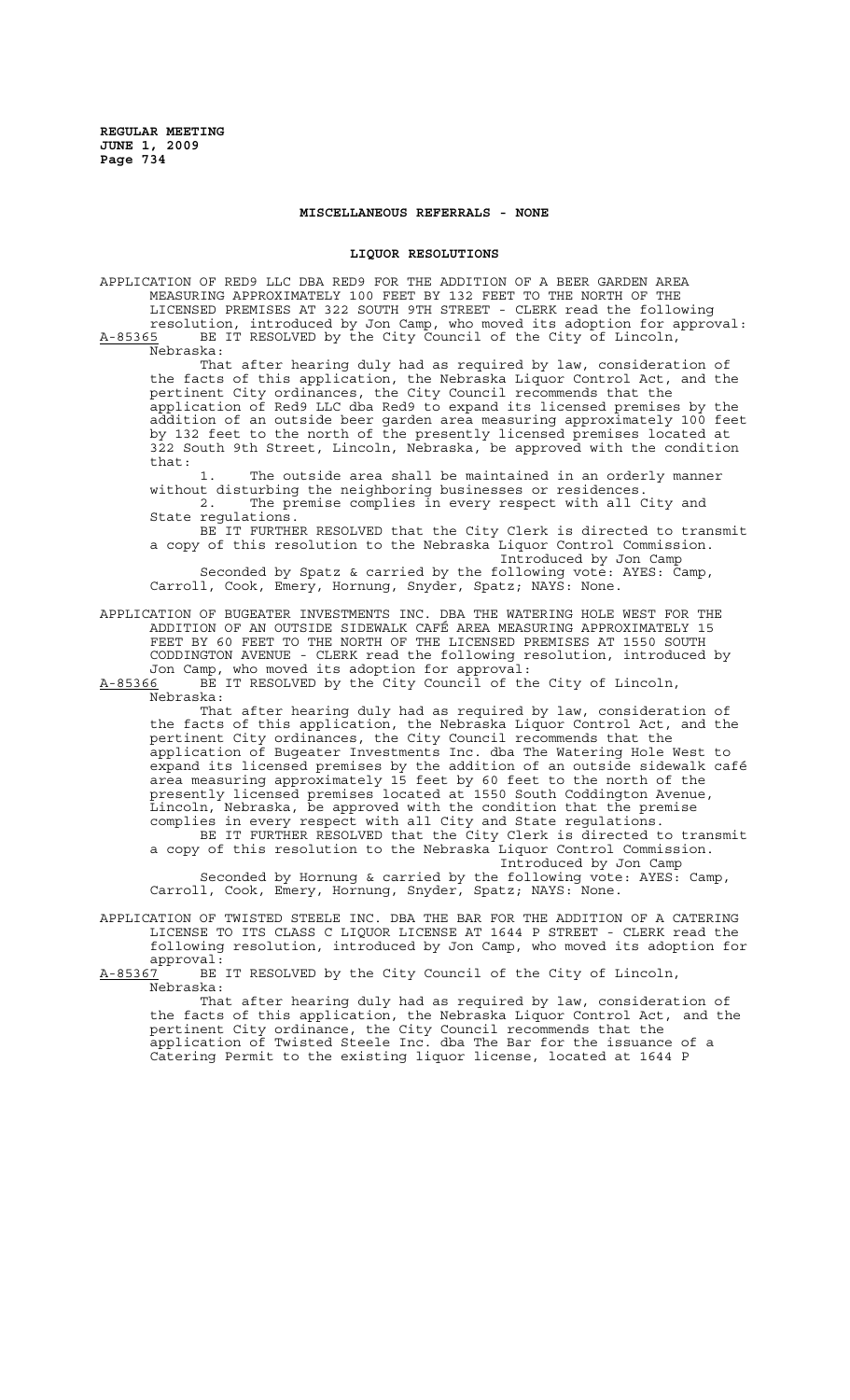## MISCELLANEOUS REFERRALS - NONE

## LIQUOR RESOLUTIONS

APPLICATION OF RED9 LLC DBA RED9 FOR THE ADDITION OF A BEER GARDEN AREA MEASURING APPROXIMATELY 100 FEET BY 132 FEET TO THE NORTH OF THE LICENSED PREMISES AT 322 SOUTH 9TH STREET - CLERK read the following resolution, introduced by Jon Camp, who moved its adoption for approval:

A-85365 BE IT RESOLVED by the City Council of the City of Lincoln, Nebraska:

That after hearing duly had as required by law, consideration of the facts of this application, the Nebraska Liquor Control Act, and the pertinent City ordinances, the City Council recommends that the application of Red9 LLC dba Red9 to expand its licensed premises by the addition of an outside beer garden area measuring approximately 100 feet by 132 feet to the north of the presently licensed premises located at 322 South 9th Street, Lincoln, Nebraska, be approved with the condition that:

1. The outside area shall be maintained in an orderly manner without disturbing the neighboring businesses or residences.
2. The premise complies in every respect with all City and State regulations.

BE IT FURTHER RESOLVED that the City Clerk is directed to transmit a copy of this resolution to the Nebraska Liquor Control Commission.

Introduced by Jon Camp

Seconded by Spatz & carried by the following vote: AYES: Camp, Carroll, Cook, Emery, Hornung, Snyder, Spatz; NAYS: None.

APPLICATION OF BUGEATER INVESTMENTS INC. DBA THE WATERING HOLE WEST FOR THE ADDITION OF AN OUTSIDE SIDEWALK CAFÉ AREA MEASURING APPROXIMATELY 15 FEET BY 60 FEET TO THE NORTH OF THE LICENSED PREMISES AT 1550 SOUTH CODDINGTON AVENUE - CLERK read the following resolution, introduced by Jon Camp, who moved its adoption for approval:

A-85366 BE IT RESOLVED by the City Council of the City of Lincoln, Nebraska:

That after hearing duly had as required by law, consideration of the facts of this application, the Nebraska Liquor Control Act, and the pertinent City ordinances, the City Council recommends that the application of Bugeater Investments Inc. dba The Watering Hole West to expand its licensed premises by the addition of an outside sidewalk café area measuring approximately 15 feet by 60 feet to the north of the presently licensed premises located at 1550 South Coddington Avenue, Lincoln, Nebraska, be approved with the condition that the premise complies in every respect with all City and State regulations.

BE IT FURTHER RESOLVED that the City Clerk is directed to transmit a copy of this resolution to the Nebraska Liquor Control Commission.

Introduced by Jon Camp

Seconded by Hornung & carried by the following vote: AYES: Camp, Carroll, Cook, Emery, Hornung, Snyder, Spatz; NAYS: None.

APPLICATION OF TWISTED STEELE INC. DBA THE BAR FOR THE ADDITION OF A CATERING LICENSE TO ITS CLASS C LIQUOR LICENSE AT 1644 P STREET - CLERK read the following resolution, introduced by Jon Camp, who moved its adoption for approval:

A-85367 BE IT RESOLVED by the City Council of the City of Lincoln, Nebraska:

That after hearing duly had as required by law, consideration of the facts of this application, the Nebraska Liquor Control Act, and the pertinent City ordinance, the City Council recommends that the application of Twisted Steele Inc. dba The Bar for the issuance of a Catering Permit to the existing liquor license, located at 1644 P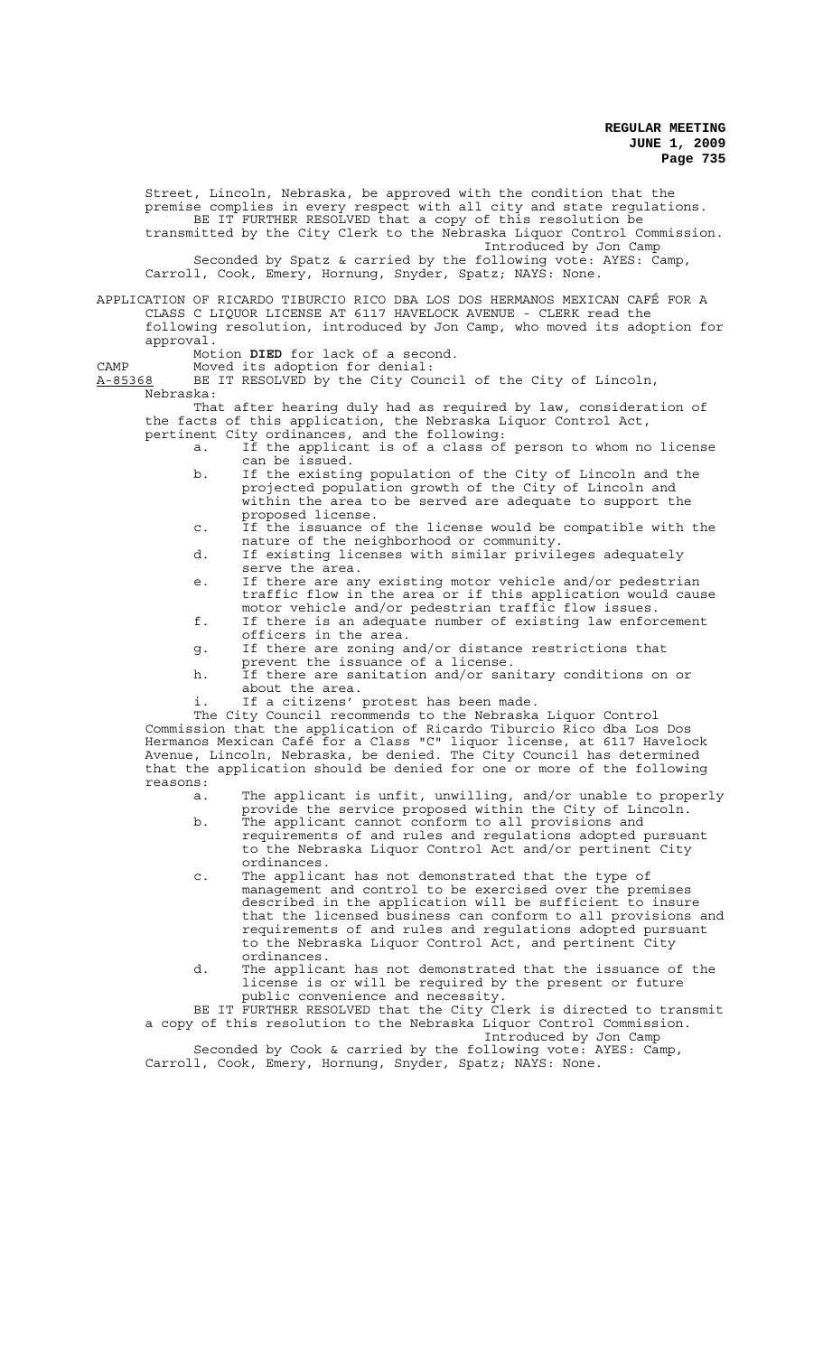Street, Lincoln, Nebraska, be approved with the condition that the premise complies in every respect with all city and state regulations.

BE IT FURTHER RESOLVED that a copy of this resolution be transmitted by the City Clerk to the Nebraska Liquor Control Commission.

Introduced by Jon Camp

Seconded by Spatz & carried by the following vote: AYES: Camp, Carroll, Cook, Emery, Hornung, Snyder, Spatz; NAYS: None.

APPLICATION OF RICARDO TIBURCIO RICO DBA LOS DOS HERMANOS MEXICAN CAFÉ FOR A CLASS C LIQUOR LICENSE AT 6117 HAVELOCK AVENUE - CLERK read the following resolution, introduced by Jon Camp, who moved its adoption for approval.

Motion **DIED** for lack of a second.

CAMP Moved its adoption for denial:

A-85368 BE IT RESOLVED by the City Council of the City of Lincoln, Nebraska:

That after hearing duly had as required by law, consideration of the facts of this application, the Nebraska Liquor Control Act, pertinent City ordinances, and the following:

a. If the applicant is of a class of person to whom no license can be issued.
b. If the existing population of the City of Lincoln and the projected population growth of the City of Lincoln and within the area to be served are adequate to support the proposed license.
c. If the issuance of the license would be compatible with the nature of the neighborhood or community.
d. If existing licenses with similar privileges adequately serve the area.
e. If there are any existing motor vehicle and/or pedestrian traffic flow in the area or if this application would cause motor vehicle and/or pedestrian traffic flow issues.
f. If there is an adequate number of existing law enforcement officers in the area.
g. If there are zoning and/or distance restrictions that prevent the issuance of a license.
h. If there are sanitation and/or sanitary conditions on or about the area.
i. If a citizens' protest has been made.

The City Council recommends to the Nebraska Liquor Control Commission that the application of Ricardo Tiburcio Rico dba Los Dos Hermanos Mexican Café for a Class "C" liquor license, at 6117 Havelock Avenue, Lincoln, Nebraska, be denied. The City Council has determined that the application should be denied for one or more of the following reasons:

a. The applicant is unfit, unwilling, and/or unable to properly provide the service proposed within the City of Lincoln.
b. The applicant cannot conform to all provisions and requirements of and rules and regulations adopted pursuant to the Nebraska Liquor Control Act and/or pertinent City ordinances.
c. The applicant has not demonstrated that the type of management and control to be exercised over the premises described in the application will be sufficient to insure that the licensed business can conform to all provisions and requirements of and rules and regulations adopted pursuant to the Nebraska Liquor Control Act, and pertinent City ordinances.
d. The applicant has not demonstrated that the issuance of the license is or will be required by the present or future public convenience and necessity.

BE IT FURTHER RESOLVED that the City Clerk is directed to transmit a copy of this resolution to the Nebraska Liquor Control Commission.

Introduced by Jon Camp

Seconded by Cook & carried by the following vote: AYES: Camp, Carroll, Cook, Emery, Hornung, Snyder, Spatz; NAYS: None.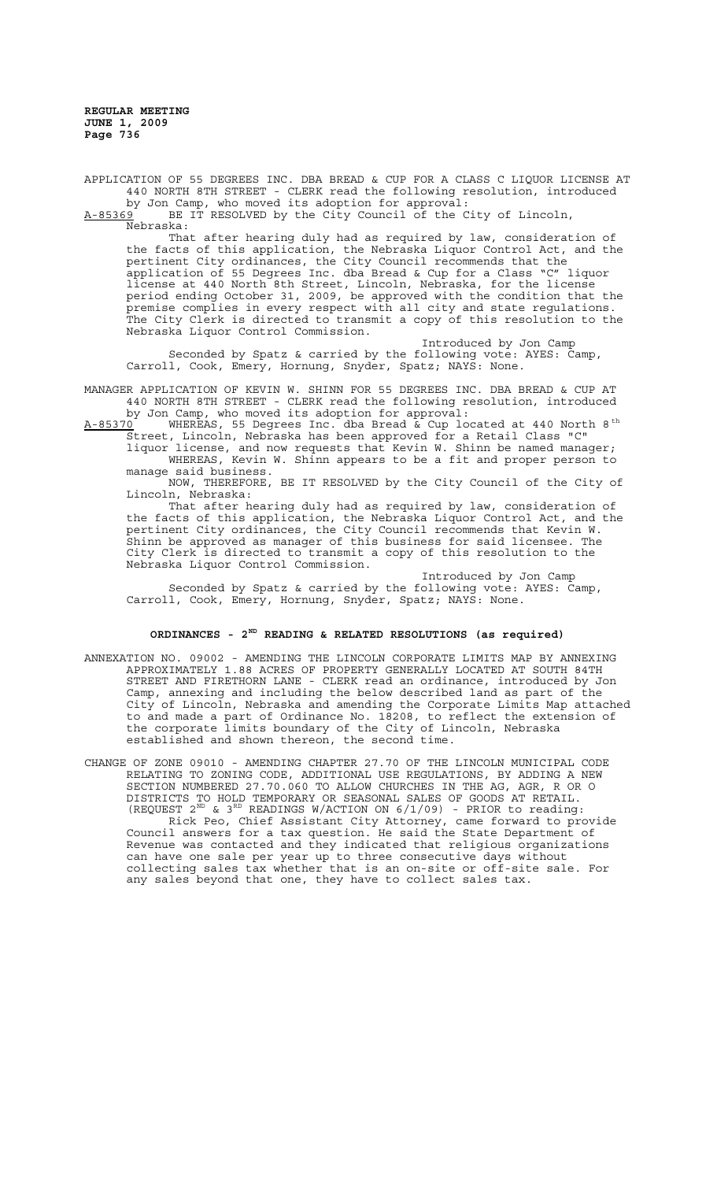APPLICATION OF 55 DEGREES INC. DBA BREAD & CUP FOR A CLASS C LIQUOR LICENSE AT 440 NORTH 8TH STREET - CLERK read the following resolution, introduced by Jon Camp, who moved its adoption for approval:

A-85369 BE IT RESOLVED by the City Council of the City of Lincoln, Nebraska:

That after hearing duly had as required by law, consideration of the facts of this application, the Nebraska Liquor Control Act, and the pertinent City ordinances, the City Council recommends that the application of 55 Degrees Inc. dba Bread & Cup for a Class "C" liquor license at 440 North 8th Street, Lincoln, Nebraska, for the license period ending October 31, 2009, be approved with the condition that the premise complies in every respect with all city and state regulations. The City Clerk is directed to transmit a copy of this resolution to the Nebraska Liquor Control Commission.

Introduced by Jon Camp

Seconded by Spatz & carried by the following vote: AYES: Camp, Carroll, Cook, Emery, Hornung, Snyder, Spatz; NAYS: None.

MANAGER APPLICATION OF KEVIN W. SHINN FOR 55 DEGREES INC. DBA BREAD & CUP AT 440 NORTH 8TH STREET - CLERK read the following resolution, introduced by Jon Camp, who moved its adoption for approval:

A-85370 WHEREAS, 55 Degrees Inc. dba Bread & Cup located at 440 North 8th Street, Lincoln, Nebraska has been approved for a Retail Class "C" liquor license, and now requests that Kevin W. Shinn be named manager;

WHEREAS, Kevin W. Shinn appears to be a fit and proper person to manage said business.

NOW, THEREFORE, BE IT RESOLVED by the City Council of the City of Lincoln, Nebraska:

That after hearing duly had as required by law, consideration of the facts of this application, the Nebraska Liquor Control Act, and the pertinent City ordinances, the City Council recommends that Kevin W. Shinn be approved as manager of this business for said licensee. The City Clerk is directed to transmit a copy of this resolution to the Nebraska Liquor Control Commission.

Introduced by Jon Camp

Seconded by Spatz & carried by the following vote: AYES: Camp, Carroll, Cook, Emery, Hornung, Snyder, Spatz; NAYS: None.

## ORDINANCES - 2ND READING & RELATED RESOLUTIONS (as required)

ANNEXATION NO. 09002 - AMENDING THE LINCOLN CORPORATE LIMITS MAP BY ANNEXING APPROXIMATELY 1.88 ACRES OF PROPERTY GENERALLY LOCATED AT SOUTH 84TH STREET AND FIRETHORN LANE - CLERK read an ordinance, introduced by Jon Camp, annexing and including the below described land as part of the City of Lincoln, Nebraska and amending the Corporate Limits Map attached to and made a part of Ordinance No. 18208, to reflect the extension of the corporate limits boundary of the City of Lincoln, Nebraska established and shown thereon, the second time.

CHANGE OF ZONE 09010 - AMENDING CHAPTER 27.70 OF THE LINCOLN MUNICIPAL CODE RELATING TO ZONING CODE, ADDITIONAL USE REGULATIONS, BY ADDING A NEW SECTION NUMBERED 27.70.060 TO ALLOW CHURCHES IN THE AG, AGR, R OR O DISTRICTS TO HOLD TEMPORARY OR SEASONAL SALES OF GOODS AT RETAIL. (REQUEST 2ND & 3RD READINGS W/ACTION ON 6/1/09) - PRIOR to reading:

Rick Peo, Chief Assistant City Attorney, came forward to provide Council answers for a tax question. He said the State Department of Revenue was contacted and they indicated that religious organizations can have one sale per year up to three consecutive days without collecting sales tax whether that is an on-site or off-site sale. For any sales beyond that one, they have to collect sales tax.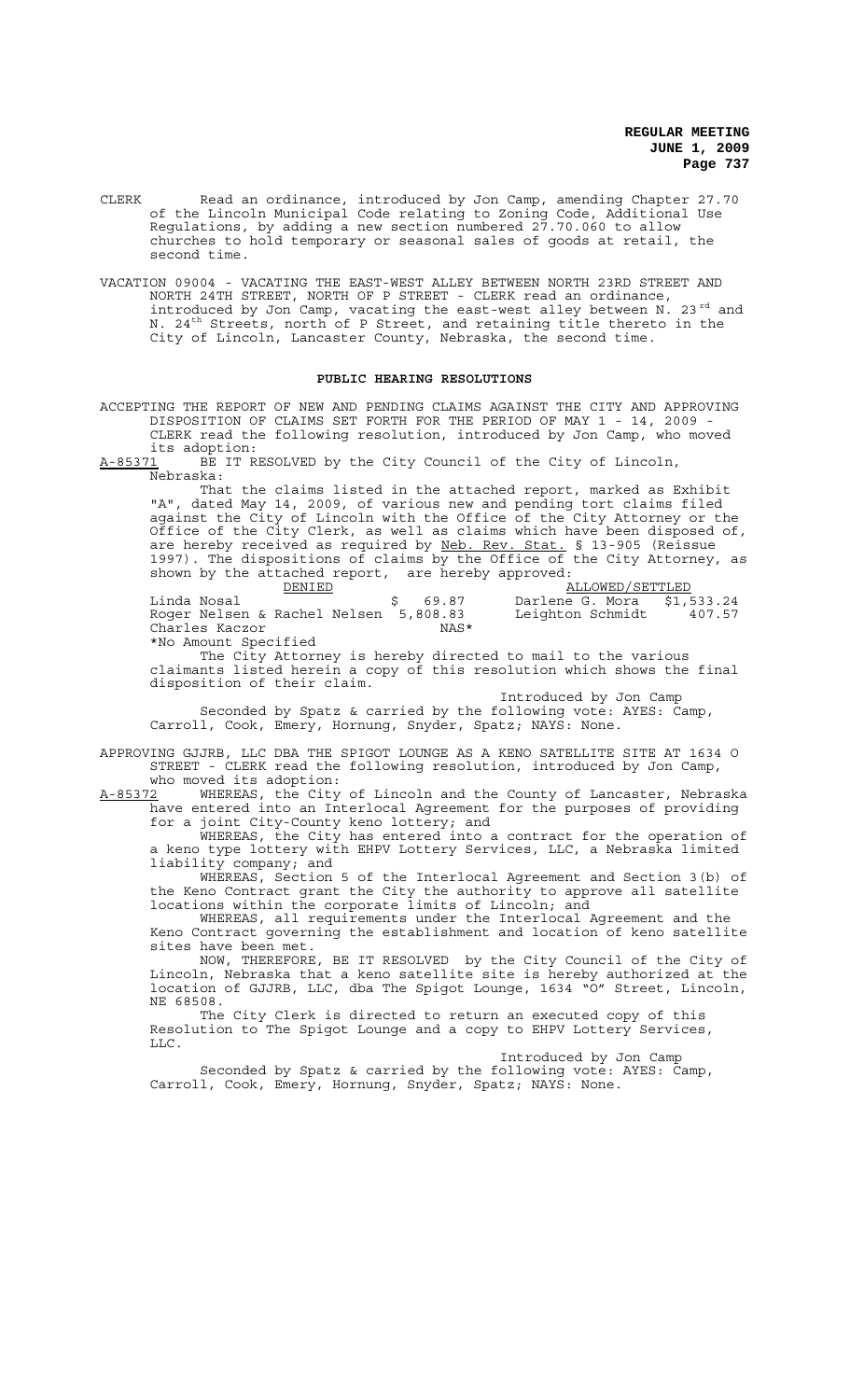CLERK Read an ordinance, introduced by Jon Camp, amending Chapter 27.70 of the Lincoln Municipal Code relating to Zoning Code, Additional Use Regulations, by adding a new section numbered 27.70.060 to allow churches to hold temporary or seasonal sales of goods at retail, the second time.

VACATION 09004 - VACATING THE EAST-WEST ALLEY BETWEEN NORTH 23RD STREET AND NORTH 24TH STREET, NORTH OF P STREET - CLERK read an ordinance, introduced by Jon Camp, vacating the east-west alley between N. 23rd and N. 24th Streets, north of P Street, and retaining title thereto in the City of Lincoln, Lancaster County, Nebraska, the second time.

## PUBLIC HEARING RESOLUTIONS

ACCEPTING THE REPORT OF NEW AND PENDING CLAIMS AGAINST THE CITY AND APPROVING DISPOSITION OF CLAIMS SET FORTH FOR THE PERIOD OF MAY 1 - 14, 2009 - CLERK read the following resolution, introduced by Jon Camp, who moved its adoption:

A-85371 BE IT RESOLVED by the City Council of the City of Lincoln, Nebraska:

That the claims listed in the attached report, marked as Exhibit "A", dated May 14, 2009, of various new and pending tort claims filed against the City of Lincoln with the Office of the City Attorney or the Office of the City Clerk, as well as claims which have been disposed of, are hereby received as required by Neb. Rev. Stat. § 13-905 (Reissue 1997). The dispositions of claims by the Office of the City Attorney, as shown by the attached report, are hereby approved:

| DENIED | | ALLOWED/SETTLED | |
|---|---|---|---|
| Linda Nosal | $ 69.87 | Darlene G. Mora | $1,533.24 |
| Roger Nelsen & Rachel Nelsen | 5,808.83 | Leighton Schmidt | 407.57 |
| Charles Kaczor | NAS* | | |

*No Amount Specified

The City Attorney is hereby directed to mail to the various claimants listed herein a copy of this resolution which shows the final disposition of their claim.

Introduced by Jon Camp

Seconded by Spatz & carried by the following vote: AYES: Camp, Carroll, Cook, Emery, Hornung, Snyder, Spatz; NAYS: None.

APPROVING GJJRB, LLC DBA THE SPIGOT LOUNGE AS A KENO SATELLITE SITE AT 1634 O STREET - CLERK read the following resolution, introduced by Jon Camp, who moved its adoption:

A-85372 WHEREAS, the City of Lincoln and the County of Lancaster, Nebraska have entered into an Interlocal Agreement for the purposes of providing for a joint City-County keno lottery; and

WHEREAS, the City has entered into a contract for the operation of a keno type lottery with EHPV Lottery Services, LLC, a Nebraska limited liability company; and

WHEREAS, Section 5 of the Interlocal Agreement and Section 3(b) of the Keno Contract grant the City the authority to approve all satellite locations within the corporate limits of Lincoln; and

WHEREAS, all requirements under the Interlocal Agreement and the Keno Contract governing the establishment and location of keno satellite sites have been met.

NOW, THEREFORE, BE IT RESOLVED by the City Council of the City of Lincoln, Nebraska that a keno satellite site is hereby authorized at the location of GJJRB, LLC, dba The Spigot Lounge, 1634 "O" Street, Lincoln, NE 68508.

The City Clerk is directed to return an executed copy of this Resolution to The Spigot Lounge and a copy to EHPV Lottery Services, LLC.

Introduced by Jon Camp

Seconded by Spatz & carried by the following vote: AYES: Camp, Carroll, Cook, Emery, Hornung, Snyder, Spatz; NAYS: None.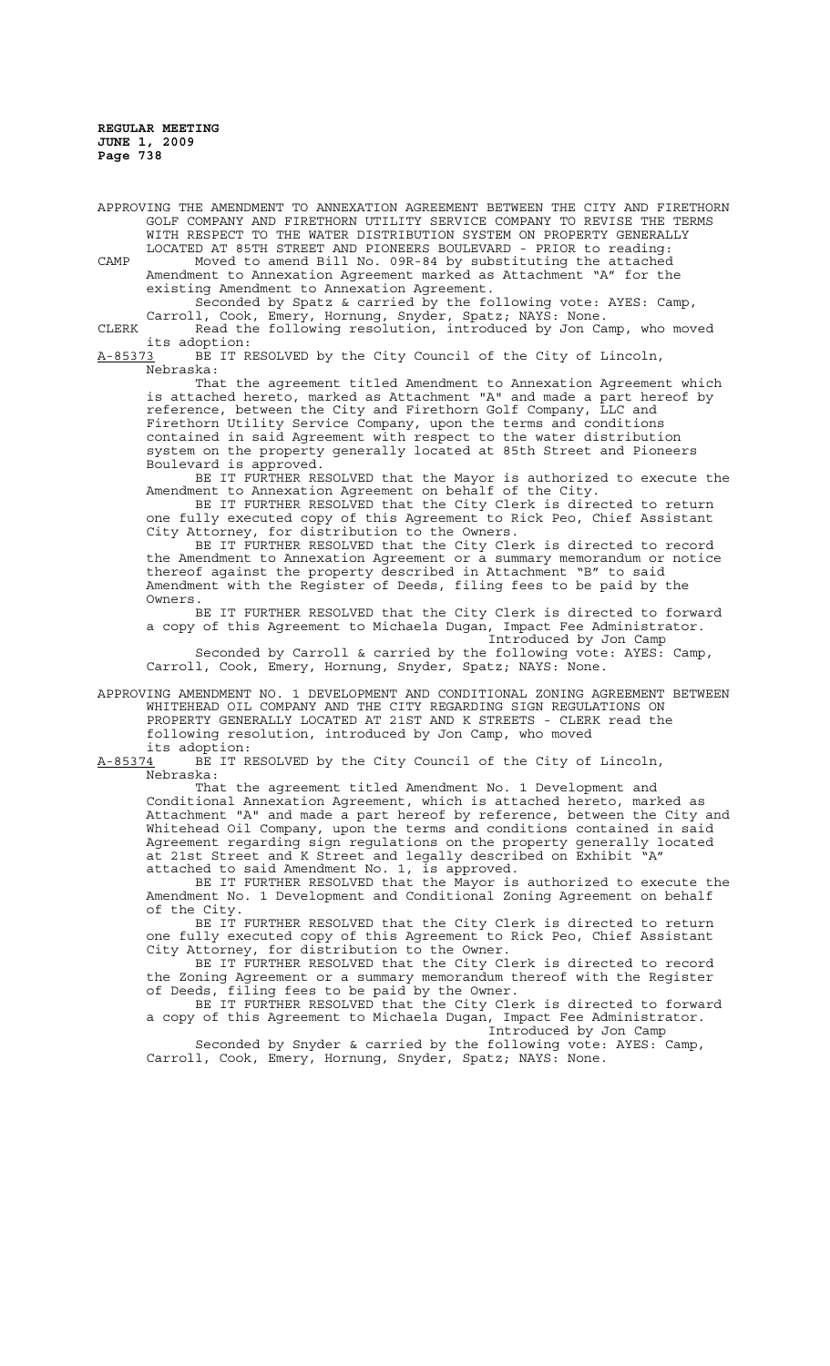APPROVING THE AMENDMENT TO ANNEXATION AGREEMENT BETWEEN THE CITY AND FIRETHORN GOLF COMPANY AND FIRETHORN UTILITY SERVICE COMPANY TO REVISE THE TERMS WITH RESPECT TO THE WATER DISTRIBUTION SYSTEM ON PROPERTY GENERALLY LOCATED AT 85TH STREET AND PIONEERS BOULEVARD - PRIOR to reading:

CAMP Moved to amend Bill No. 09R-84 by substituting the attached Amendment to Annexation Agreement marked as Attachment "A" for the existing Amendment to Annexation Agreement.

Seconded by Spatz & carried by the following vote: AYES: Camp, Carroll, Cook, Emery, Hornung, Snyder, Spatz; NAYS: None.

CLERK Read the following resolution, introduced by Jon Camp, who moved its adoption:

A-85373 BE IT RESOLVED by the City Council of the City of Lincoln, Nebraska:

That the agreement titled Amendment to Annexation Agreement which is attached hereto, marked as Attachment "A" and made a part hereof by reference, between the City and Firethorn Golf Company, LLC and Firethorn Utility Service Company, upon the terms and conditions contained in said Agreement with respect to the water distribution system on the property generally located at 85th Street and Pioneers Boulevard is approved.

BE IT FURTHER RESOLVED that the Mayor is authorized to execute the Amendment to Annexation Agreement on behalf of the City.

BE IT FURTHER RESOLVED that the City Clerk is directed to return one fully executed copy of this Agreement to Rick Peo, Chief Assistant City Attorney, for distribution to the Owners.

BE IT FURTHER RESOLVED that the City Clerk is directed to record the Amendment to Annexation Agreement or a summary memorandum or notice thereof against the property described in Attachment "B" to said Amendment with the Register of Deeds, filing fees to be paid by the Owners.

BE IT FURTHER RESOLVED that the City Clerk is directed to forward a copy of this Agreement to Michaela Dugan, Impact Fee Administrator.

Introduced by Jon Camp

Seconded by Carroll & carried by the following vote: AYES: Camp, Carroll, Cook, Emery, Hornung, Snyder, Spatz; NAYS: None.

APPROVING AMENDMENT NO. 1 DEVELOPMENT AND CONDITIONAL ZONING AGREEMENT BETWEEN WHITEHEAD OIL COMPANY AND THE CITY REGARDING SIGN REGULATIONS ON PROPERTY GENERALLY LOCATED AT 21ST AND K STREETS - CLERK read the following resolution, introduced by Jon Camp, who moved its adoption:

A-85374 BE IT RESOLVED by the City Council of the City of Lincoln, Nebraska:

That the agreement titled Amendment No. 1 Development and Conditional Annexation Agreement, which is attached hereto, marked as Attachment "A" and made a part hereof by reference, between the City and Whitehead Oil Company, upon the terms and conditions contained in said Agreement regarding sign regulations on the property generally located at 21st Street and K Street and legally described on Exhibit "A" attached to said Amendment No. 1, is approved.

BE IT FURTHER RESOLVED that the Mayor is authorized to execute the Amendment No. 1 Development and Conditional Zoning Agreement on behalf of the City.

BE IT FURTHER RESOLVED that the City Clerk is directed to return one fully executed copy of this Agreement to Rick Peo, Chief Assistant City Attorney, for distribution to the Owner.

BE IT FURTHER RESOLVED that the City Clerk is directed to record the Zoning Agreement or a summary memorandum thereof with the Register of Deeds, filing fees to be paid by the Owner.

BE IT FURTHER RESOLVED that the City Clerk is directed to forward a copy of this Agreement to Michaela Dugan, Impact Fee Administrator.

Introduced by Jon Camp

Seconded by Snyder & carried by the following vote: AYES: Camp, Carroll, Cook, Emery, Hornung, Snyder, Spatz; NAYS: None.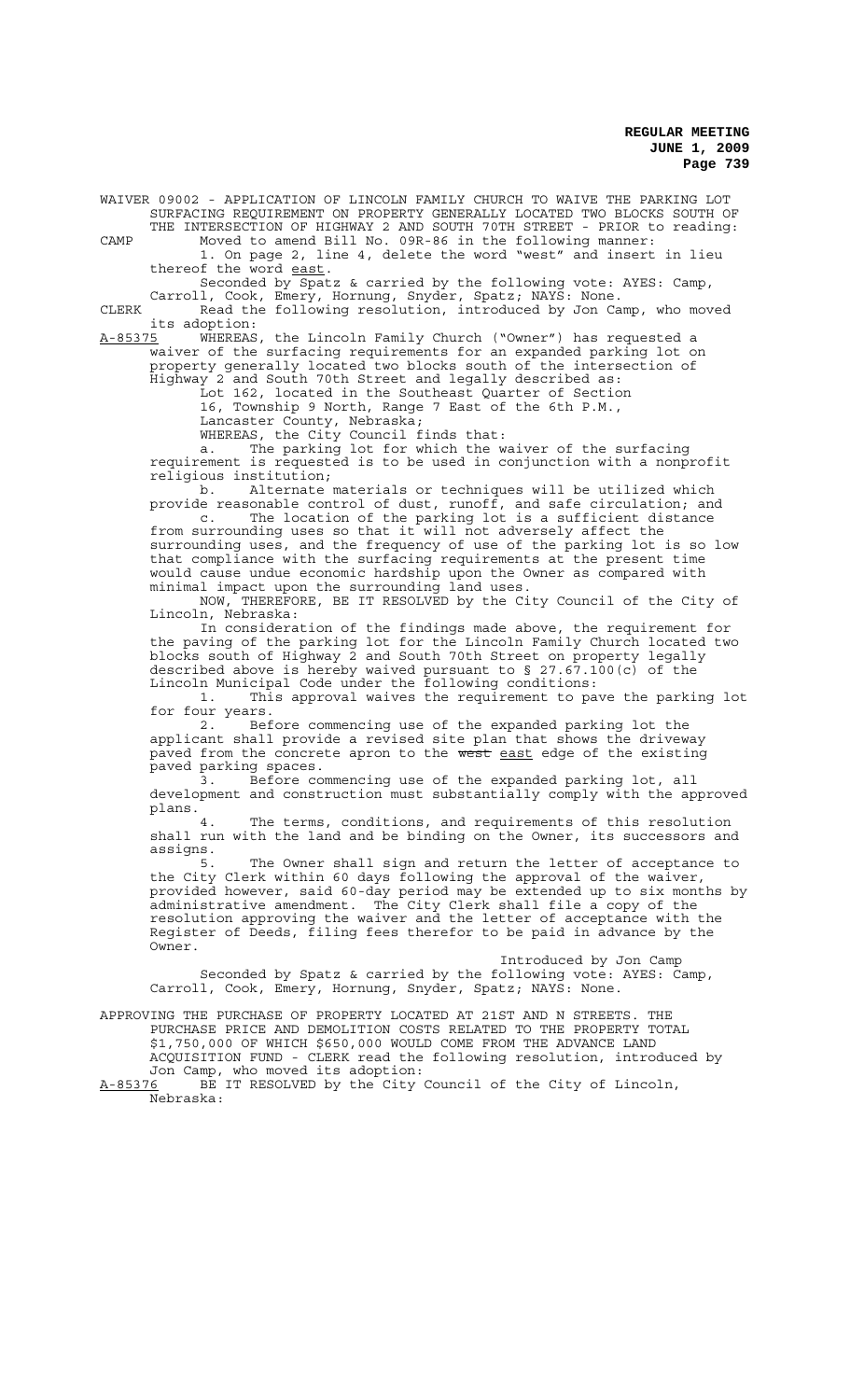WAIVER 09002 - APPLICATION OF LINCOLN FAMILY CHURCH TO WAIVE THE PARKING LOT SURFACING REQUIREMENT ON PROPERTY GENERALLY LOCATED TWO BLOCKS SOUTH OF THE INTERSECTION OF HIGHWAY 2 AND SOUTH 70TH STREET - PRIOR to reading:

CAMP Moved to amend Bill No. 09R-86 in the following manner:

1. On page 2, line 4, delete the word "west" and insert in lieu thereof the word east.

Seconded by Spatz & carried by the following vote: AYES: Camp, Carroll, Cook, Emery, Hornung, Snyder, Spatz; NAYS: None.

CLERK Read the following resolution, introduced by Jon Camp, who moved its adoption:

A-85375 WHEREAS, the Lincoln Family Church ("Owner") has requested a waiver of the surfacing requirements for an expanded parking lot on property generally located two blocks south of the intersection of Highway 2 and South 70th Street and legally described as:

Lot 162, located in the Southeast Quarter of Section 16, Township 9 North, Range 7 East of the 6th P.M., Lancaster County, Nebraska;

WHEREAS, the City Council finds that:

a. The parking lot for which the waiver of the surfacing requirement is requested is to be used in conjunction with a nonprofit religious institution;

b. Alternate materials or techniques will be utilized which provide reasonable control of dust, runoff, and safe circulation; and

c. The location of the parking lot is a sufficient distance from surrounding uses so that it will not adversely affect the surrounding uses, and the frequency of use of the parking lot is so low that compliance with the surfacing requirements at the present time would cause undue economic hardship upon the Owner as compared with minimal impact upon the surrounding land uses.

NOW, THEREFORE, BE IT RESOLVED by the City Council of the City of Lincoln, Nebraska:

In consideration of the findings made above, the requirement for the paving of the parking lot for the Lincoln Family Church located two blocks south of Highway 2 and South 70th Street on property legally described above is hereby waived pursuant to § 27.67.100(c) of the Lincoln Municipal Code under the following conditions:

1. This approval waives the requirement to pave the parking lot for four years.

2. Before commencing use of the expanded parking lot the applicant shall provide a revised site plan that shows the driveway paved from the concrete apron to the ~~west~~ east edge of the existing paved parking spaces.

3. Before commencing use of the expanded parking lot, all development and construction must substantially comply with the approved plans.

4. The terms, conditions, and requirements of this resolution shall run with the land and be binding on the Owner, its successors and assigns.

5. The Owner shall sign and return the letter of acceptance to the City Clerk within 60 days following the approval of the waiver, provided however, said 60-day period may be extended up to six months by administrative amendment. The City Clerk shall file a copy of the resolution approving the waiver and the letter of acceptance with the Register of Deeds, filing fees therefor to be paid in advance by the Owner.

Introduced by Jon Camp

Seconded by Spatz & carried by the following vote: AYES: Camp, Carroll, Cook, Emery, Hornung, Snyder, Spatz; NAYS: None.

APPROVING THE PURCHASE OF PROPERTY LOCATED AT 21ST AND N STREETS. THE PURCHASE PRICE AND DEMOLITION COSTS RELATED TO THE PROPERTY TOTAL $1,750,000 OF WHICH $650,000 WOULD COME FROM THE ADVANCE LAND ACQUISITION FUND - CLERK read the following resolution, introduced by Jon Camp, who moved its adoption:

A-85376 BE IT RESOLVED by the City Council of the City of Lincoln, Nebraska: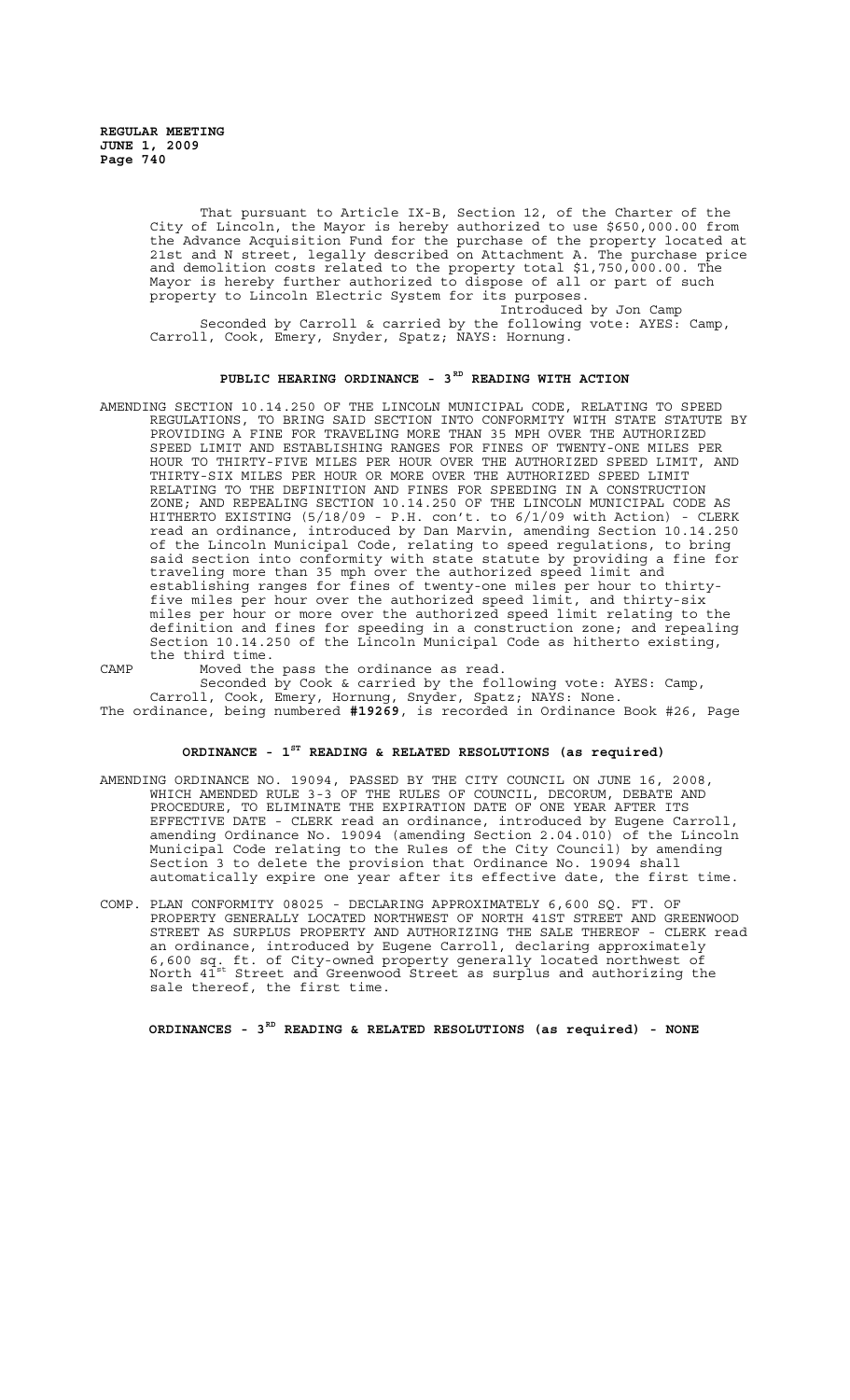That pursuant to Article IX-B, Section 12, of the Charter of the City of Lincoln, the Mayor is hereby authorized to use $650,000.00 from the Advance Acquisition Fund for the purchase of the property located at 21st and N street, legally described on Attachment A. The purchase price and demolition costs related to the property total $1,750,000.00. The Mayor is hereby further authorized to dispose of all or part of such property to Lincoln Electric System for its purposes.

Introduced by Jon Camp

Seconded by Carroll & carried by the following vote: AYES: Camp, Carroll, Cook, Emery, Snyder, Spatz; NAYS: Hornung.

## PUBLIC HEARING ORDINANCE - 3[RD] READING WITH ACTION

AMENDING SECTION 10.14.250 OF THE LINCOLN MUNICIPAL CODE, RELATING TO SPEED REGULATIONS, TO BRING SAID SECTION INTO CONFORMITY WITH STATE STATUTE BY PROVIDING A FINE FOR TRAVELING MORE THAN 35 MPH OVER THE AUTHORIZED SPEED LIMIT AND ESTABLISHING RANGES FOR FINES OF TWENTY-ONE MILES PER HOUR TO THIRTY-FIVE MILES PER HOUR OVER THE AUTHORIZED SPEED LIMIT, AND THIRTY-SIX MILES PER HOUR OR MORE OVER THE AUTHORIZED SPEED LIMIT RELATING TO THE DEFINITION AND FINES FOR SPEEDING IN A CONSTRUCTION ZONE; AND REPEALING SECTION 10.14.250 OF THE LINCOLN MUNICIPAL CODE AS HITHERTO EXISTING (5/18/09 - P.H. con't. to 6/1/09 with Action) - CLERK read an ordinance, introduced by Dan Marvin, amending Section 10.14.250 of the Lincoln Municipal Code, relating to speed regulations, to bring said section into conformity with state statute by providing a fine for traveling more than 35 mph over the authorized speed limit and establishing ranges for fines of twenty-one miles per hour to thirty-five miles per hour over the authorized speed limit, and thirty-six miles per hour or more over the authorized speed limit relating to the definition and fines for speeding in a construction zone; and repealing Section 10.14.250 of the Lincoln Municipal Code as hitherto existing, the third time.

CAMP Moved the pass the ordinance as read.

Seconded by Cook & carried by the following vote: AYES: Camp, Carroll, Cook, Emery, Hornung, Snyder, Spatz; NAYS: None.

The ordinance, being numbered **#19269**, is recorded in Ordinance Book #26, Page

## ORDINANCE - 1[ST] READING & RELATED RESOLUTIONS (as required)

AMENDING ORDINANCE NO. 19094, PASSED BY THE CITY COUNCIL ON JUNE 16, 2008, WHICH AMENDED RULE 3-3 OF THE RULES OF COUNCIL, DECORUM, DEBATE AND PROCEDURE, TO ELIMINATE THE EXPIRATION DATE OF ONE YEAR AFTER ITS EFFECTIVE DATE - CLERK read an ordinance, introduced by Eugene Carroll, amending Ordinance No. 19094 (amending Section 2.04.010) of the Lincoln Municipal Code relating to the Rules of the City Council) by amending Section 3 to delete the provision that Ordinance No. 19094 shall automatically expire one year after its effective date, the first time.

COMP. PLAN CONFORMITY 08025 - DECLARING APPROXIMATELY 6,600 SQ. FT. OF PROPERTY GENERALLY LOCATED NORTHWEST OF NORTH 41ST STREET AND GREENWOOD STREET AS SURPLUS PROPERTY AND AUTHORIZING THE SALE THEREOF - CLERK read an ordinance, introduced by Eugene Carroll, declaring approximately 6,600 sq. ft. of City-owned property generally located northwest of North 41[st] Street and Greenwood Street as surplus and authorizing the sale thereof, the first time.

## ORDINANCES - 3[RD] READING & RELATED RESOLUTIONS (as required) - NONE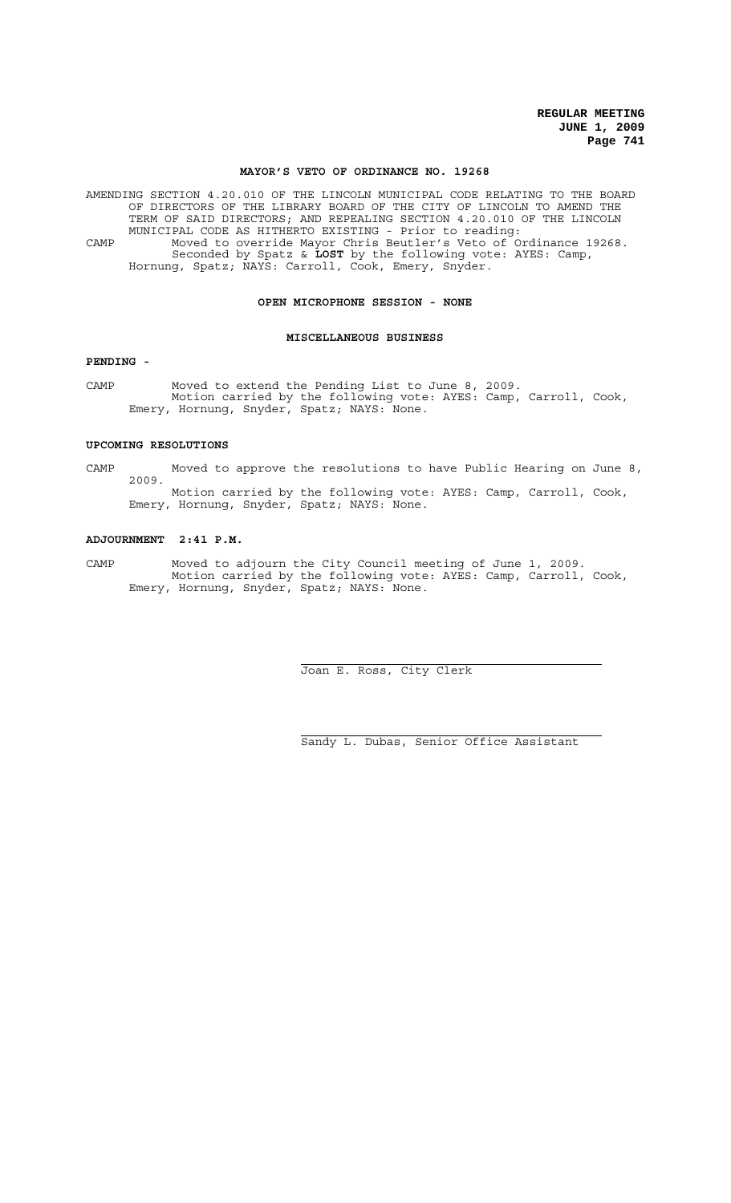**MAYOR'S VETO OF ORDINANCE NO. 19268**

AMENDING SECTION 4.20.010 OF THE LINCOLN MUNICIPAL CODE RELATING TO THE BOARD OF DIRECTORS OF THE LIBRARY BOARD OF THE CITY OF LINCOLN TO AMEND THE TERM OF SAID DIRECTORS; AND REPEALING SECTION 4.20.010 OF THE LINCOLN MUNICIPAL CODE AS HITHERTO EXISTING - Prior to reading:

CAMP Moved to override Mayor Chris Beutler's Veto of Ordinance 19268. Seconded by Spatz & **LOST** by the following vote: AYES: Camp, Hornung, Spatz; NAYS: Carroll, Cook, Emery, Snyder.

**OPEN MICROPHONE SESSION - NONE**

**MISCELLANEOUS BUSINESS**

**PENDING -**

CAMP Moved to extend the Pending List to June 8, 2009. Motion carried by the following vote: AYES: Camp, Carroll, Cook, Emery, Hornung, Snyder, Spatz; NAYS: None.

**UPCOMING RESOLUTIONS**

CAMP Moved to approve the resolutions to have Public Hearing on June 8, 2009. Motion carried by the following vote: AYES: Camp, Carroll, Cook, Emery, Hornung, Snyder, Spatz; NAYS: None.

**ADJOURNMENT 2:41 P.M.**

CAMP Moved to adjourn the City Council meeting of June 1, 2009. Motion carried by the following vote: AYES: Camp, Carroll, Cook, Emery, Hornung, Snyder, Spatz; NAYS: None.

Joan E. Ross, City Clerk

Sandy L. Dubas, Senior Office Assistant